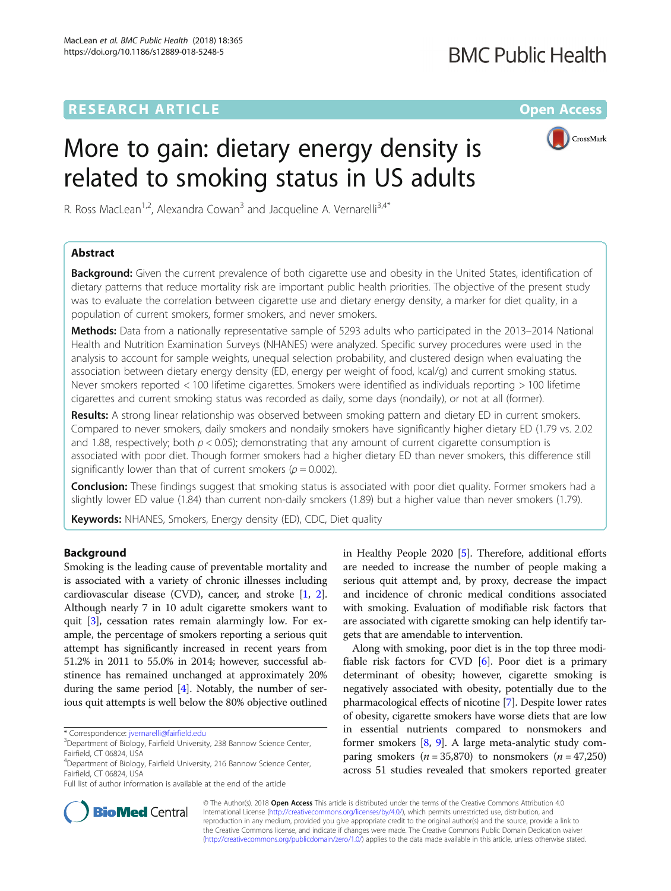RESEARCH ARTICLE | Open Access

# More to gain: dietary energy density is related to smoking status in US adults

R. Ross MacLean[1,2], Alexandra Cowan[3] and Jacqueline A. Vernarelli[3,4*]

## Abstract

**Background:** Given the current prevalence of both cigarette use and obesity in the United States, identification of dietary patterns that reduce mortality risk are important public health priorities. The objective of the present study was to evaluate the correlation between cigarette use and dietary energy density, a marker for diet quality, in a population of current smokers, former smokers, and never smokers.

**Methods:** Data from a nationally representative sample of 5293 adults who participated in the 2013–2014 National Health and Nutrition Examination Surveys (NHANES) were analyzed. Specific survey procedures were used in the analysis to account for sample weights, unequal selection probability, and clustered design when evaluating the association between dietary energy density (ED, energy per weight of food, kcal/g) and current smoking status. Never smokers reported < 100 lifetime cigarettes. Smokers were identified as individuals reporting > 100 lifetime cigarettes and current smoking status was recorded as daily, some days (nondaily), or not at all (former).

**Results:** A strong linear relationship was observed between smoking pattern and dietary ED in current smokers. Compared to never smokers, daily smokers and nondaily smokers have significantly higher dietary ED (1.79 vs. 2.02 and 1.88, respectively; both $p < 0.05$); demonstrating that any amount of current cigarette consumption is associated with poor diet. Though former smokers had a higher dietary ED than never smokers, this difference still significantly lower than that of current smokers ($p = 0.002$).

**Conclusion:** These findings suggest that smoking status is associated with poor diet quality. Former smokers had a slightly lower ED value (1.84) than current non-daily smokers (1.89) but a higher value than never smokers (1.79).

**Keywords:** NHANES, Smokers, Energy density (ED), CDC, Diet quality

## Background

Smoking is the leading cause of preventable mortality and is associated with a variety of chronic illnesses including cardiovascular disease (CVD), cancer, and stroke [1, 2]. Although nearly 7 in 10 adult cigarette smokers want to quit [3], cessation rates remain alarmingly low. For example, the percentage of smokers reporting a serious quit attempt has significantly increased in recent years from 51.2% in 2011 to 55.0% in 2014; however, successful abstinence has remained unchanged at approximately 20% during the same period [4]. Notably, the number of serious quit attempts is well below the 80% objective outlined in Healthy People 2020 [5]. Therefore, additional efforts are needed to increase the number of people making a serious quit attempt and, by proxy, decrease the impact and incidence of chronic medical conditions associated with smoking. Evaluation of modifiable risk factors that are associated with cigarette smoking can help identify targets that are amendable to intervention.

Along with smoking, poor diet is in the top three modifiable risk factors for CVD [6]. Poor diet is a primary determinant of obesity; however, cigarette smoking is negatively associated with obesity, potentially due to the pharmacological effects of nicotine [7]. Despite lower rates of obesity, cigarette smokers have worse diets that are low in essential nutrients compared to nonsmokers and former smokers [8, 9]. A large meta-analytic study comparing smokers ($n = 35{,}870$) to nonsmokers ($n = 47{,}250$) across 51 studies revealed that smokers reported greater

---

* Correspondence: jvernarelli@fairfield.edu

[3] Department of Biology, Fairfield University, 238 Bannow Science Center, Fairfield, CT 06824, USA

[4] Department of Biology, Fairfield University, 216 Bannow Science Center, Fairfield, CT 06824, USA

Full list of author information is available at the end of the article

© The Author(s). 2018 **Open Access** This article is distributed under the terms of the Creative Commons Attribution 4.0 International License (http://creativecommons.org/licenses/by/4.0/), which permits unrestricted use, distribution, and reproduction in any medium, provided you give appropriate credit to the original author(s) and the source, provide a link to the Creative Commons license, and indicate if changes were made. The Creative Commons Public Domain Dedication waiver (http://creativecommons.org/publicdomain/zero/1.0/) applies to the data made available in this article, unless otherwise stated.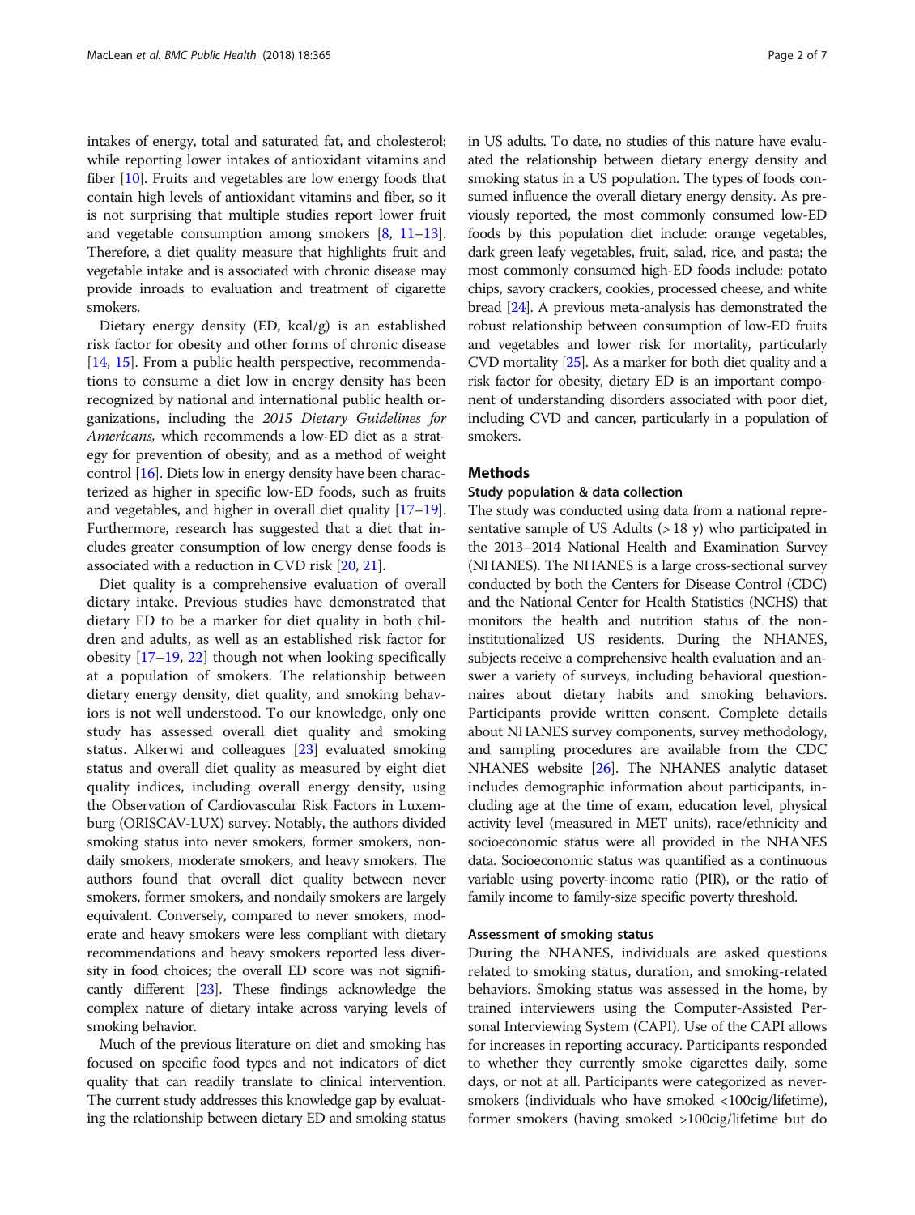intakes of energy, total and saturated fat, and cholesterol; while reporting lower intakes of antioxidant vitamins and fiber [10]. Fruits and vegetables are low energy foods that contain high levels of antioxidant vitamins and fiber, so it is not surprising that multiple studies report lower fruit and vegetable consumption among smokers [8, 11–13]. Therefore, a diet quality measure that highlights fruit and vegetable intake and is associated with chronic disease may provide inroads to evaluation and treatment of cigarette smokers.

Dietary energy density (ED, kcal/g) is an established risk factor for obesity and other forms of chronic disease [14, 15]. From a public health perspective, recommendations to consume a diet low in energy density has been recognized by national and international public health organizations, including the *2015 Dietary Guidelines for Americans,* which recommends a low-ED diet as a strategy for prevention of obesity, and as a method of weight control [16]. Diets low in energy density have been characterized as higher in specific low-ED foods, such as fruits and vegetables, and higher in overall diet quality [17–19]. Furthermore, research has suggested that a diet that includes greater consumption of low energy dense foods is associated with a reduction in CVD risk [20, 21].

Diet quality is a comprehensive evaluation of overall dietary intake. Previous studies have demonstrated that dietary ED to be a marker for diet quality in both children and adults, as well as an established risk factor for obesity [17–19, 22] though not when looking specifically at a population of smokers. The relationship between dietary energy density, diet quality, and smoking behaviors is not well understood. To our knowledge, only one study has assessed overall diet quality and smoking status. Alkerwi and colleagues [23] evaluated smoking status and overall diet quality as measured by eight diet quality indices, including overall energy density, using the Observation of Cardiovascular Risk Factors in Luxemburg (ORISCAV-LUX) survey. Notably, the authors divided smoking status into never smokers, former smokers, nondaily smokers, moderate smokers, and heavy smokers. The authors found that overall diet quality between never smokers, former smokers, and nondaily smokers are largely equivalent. Conversely, compared to never smokers, moderate and heavy smokers were less compliant with dietary recommendations and heavy smokers reported less diversity in food choices; the overall ED score was not significantly different [23]. These findings acknowledge the complex nature of dietary intake across varying levels of smoking behavior.

Much of the previous literature on diet and smoking has focused on specific food types and not indicators of diet quality that can readily translate to clinical intervention. The current study addresses this knowledge gap by evaluating the relationship between dietary ED and smoking status in US adults. To date, no studies of this nature have evaluated the relationship between dietary energy density and smoking status in a US population. The types of foods consumed influence the overall dietary energy density. As previously reported, the most commonly consumed low-ED foods by this population diet include: orange vegetables, dark green leafy vegetables, fruit, salad, rice, and pasta; the most commonly consumed high-ED foods include: potato chips, savory crackers, cookies, processed cheese, and white bread [24]. A previous meta-analysis has demonstrated the robust relationship between consumption of low-ED fruits and vegetables and lower risk for mortality, particularly CVD mortality [25]. As a marker for both diet quality and a risk factor for obesity, dietary ED is an important component of understanding disorders associated with poor diet, including CVD and cancer, particularly in a population of smokers.

## Methods

### Study population & data collection

The study was conducted using data from a national representative sample of US Adults (> 18 y) who participated in the 2013–2014 National Health and Examination Survey (NHANES). The NHANES is a large cross-sectional survey conducted by both the Centers for Disease Control (CDC) and the National Center for Health Statistics (NCHS) that monitors the health and nutrition status of the non-institutionalized US residents. During the NHANES, subjects receive a comprehensive health evaluation and answer a variety of surveys, including behavioral questionnaires about dietary habits and smoking behaviors. Participants provide written consent. Complete details about NHANES survey components, survey methodology, and sampling procedures are available from the CDC NHANES website [26]. The NHANES analytic dataset includes demographic information about participants, including age at the time of exam, education level, physical activity level (measured in MET units), race/ethnicity and socioeconomic status were all provided in the NHANES data. Socioeconomic status was quantified as a continuous variable using poverty-income ratio (PIR), or the ratio of family income to family-size specific poverty threshold.

### Assessment of smoking status

During the NHANES, individuals are asked questions related to smoking status, duration, and smoking-related behaviors. Smoking status was assessed in the home, by trained interviewers using the Computer-Assisted Personal Interviewing System (CAPI). Use of the CAPI allows for increases in reporting accuracy. Participants responded to whether they currently smoke cigarettes daily, some days, or not at all. Participants were categorized as never-smokers (individuals who have smoked <100cig/lifetime), former smokers (having smoked >100cig/lifetime but do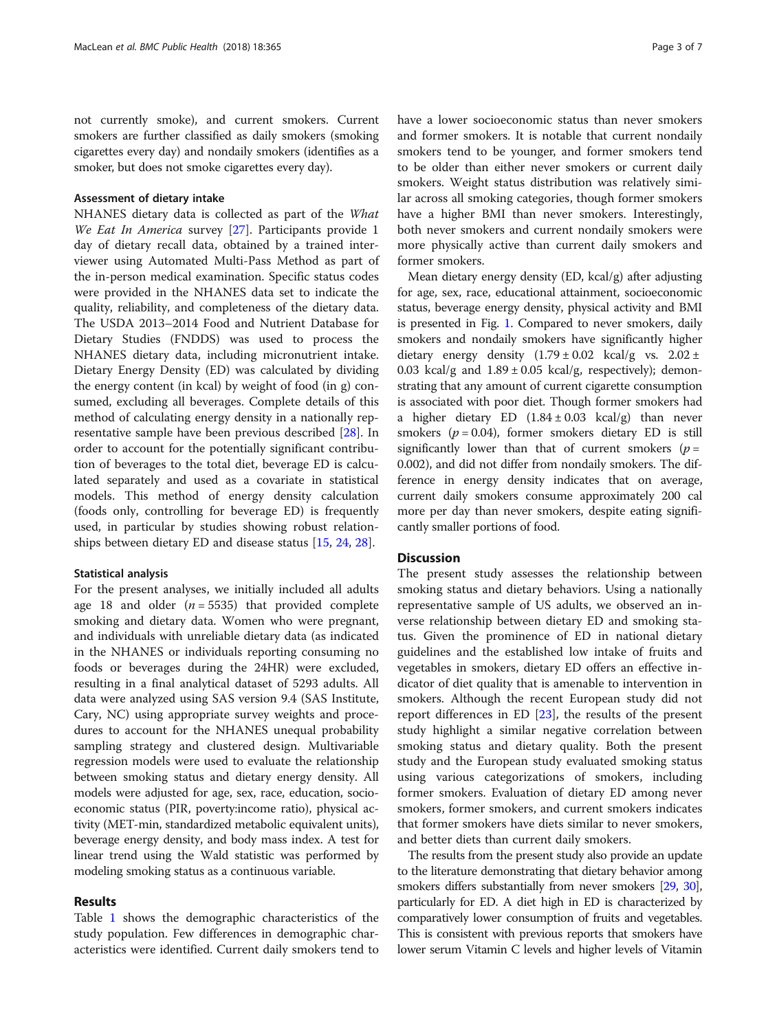not currently smoke), and current smokers. Current smokers are further classified as daily smokers (smoking cigarettes every day) and nondaily smokers (identifies as a smoker, but does not smoke cigarettes every day).

### Assessment of dietary intake

NHANES dietary data is collected as part of the *What We Eat In America* survey [27]. Participants provide 1 day of dietary recall data, obtained by a trained interviewer using Automated Multi-Pass Method as part of the in-person medical examination. Specific status codes were provided in the NHANES data set to indicate the quality, reliability, and completeness of the dietary data. The USDA 2013–2014 Food and Nutrient Database for Dietary Studies (FNDDS) was used to process the NHANES dietary data, including micronutrient intake. Dietary Energy Density (ED) was calculated by dividing the energy content (in kcal) by weight of food (in g) consumed, excluding all beverages. Complete details of this method of calculating energy density in a nationally representative sample have been previous described [28]. In order to account for the potentially significant contribution of beverages to the total diet, beverage ED is calculated separately and used as a covariate in statistical models. This method of energy density calculation (foods only, controlling for beverage ED) is frequently used, in particular by studies showing robust relationships between dietary ED and disease status [15, 24, 28].

### Statistical analysis

For the present analyses, we initially included all adults age 18 and older ($n = 5535$) that provided complete smoking and dietary data. Women who were pregnant, and individuals with unreliable dietary data (as indicated in the NHANES or individuals reporting consuming no foods or beverages during the 24HR) were excluded, resulting in a final analytical dataset of 5293 adults. All data were analyzed using SAS version 9.4 (SAS Institute, Cary, NC) using appropriate survey weights and procedures to account for the NHANES unequal probability sampling strategy and clustered design. Multivariable regression models were used to evaluate the relationship between smoking status and dietary energy density. All models were adjusted for age, sex, race, education, socioeconomic status (PIR, poverty:income ratio), physical activity (MET-min, standardized metabolic equivalent units), beverage energy density, and body mass index. A test for linear trend using the Wald statistic was performed by modeling smoking status as a continuous variable.

## Results

Table 1 shows the demographic characteristics of the study population. Few differences in demographic characteristics were identified. Current daily smokers tend to have a lower socioeconomic status than never smokers and former smokers. It is notable that current nondaily smokers tend to be younger, and former smokers tend to be older than either never smokers or current daily smokers. Weight status distribution was relatively similar across all smoking categories, though former smokers have a higher BMI than never smokers. Interestingly, both never smokers and current nondaily smokers were more physically active than current daily smokers and former smokers.

Mean dietary energy density (ED, kcal/g) after adjusting for age, sex, race, educational attainment, socioeconomic status, beverage energy density, physical activity and BMI is presented in Fig. 1. Compared to never smokers, daily smokers and nondaily smokers have significantly higher dietary energy density ($1.79 \pm 0.02$ kcal/g vs. $2.02 \pm 0.03$ kcal/g and $1.89 \pm 0.05$ kcal/g, respectively); demonstrating that any amount of current cigarette consumption is associated with poor diet. Though former smokers had a higher dietary ED ($1.84 \pm 0.03$ kcal/g) than never smokers ($p = 0.04$), former smokers dietary ED is still significantly lower than that of current smokers ($p = 0.002$), and did not differ from nondaily smokers. The difference in energy density indicates that on average, current daily smokers consume approximately 200 cal more per day than never smokers, despite eating significantly smaller portions of food.

## Discussion

The present study assesses the relationship between smoking status and dietary behaviors. Using a nationally representative sample of US adults, we observed an inverse relationship between dietary ED and smoking status. Given the prominence of ED in national dietary guidelines and the established low intake of fruits and vegetables in smokers, dietary ED offers an effective indicator of diet quality that is amenable to intervention in smokers. Although the recent European study did not report differences in ED [23], the results of the present study highlight a similar negative correlation between smoking status and dietary quality. Both the present study and the European study evaluated smoking status using various categorizations of smokers, including former smokers. Evaluation of dietary ED among never smokers, former smokers, and current smokers indicates that former smokers have diets similar to never smokers, and better diets than current daily smokers.

The results from the present study also provide an update to the literature demonstrating that dietary behavior among smokers differs substantially from never smokers [29, 30], particularly for ED. A diet high in ED is characterized by comparatively lower consumption of fruits and vegetables. This is consistent with previous reports that smokers have lower serum Vitamin C levels and higher levels of Vitamin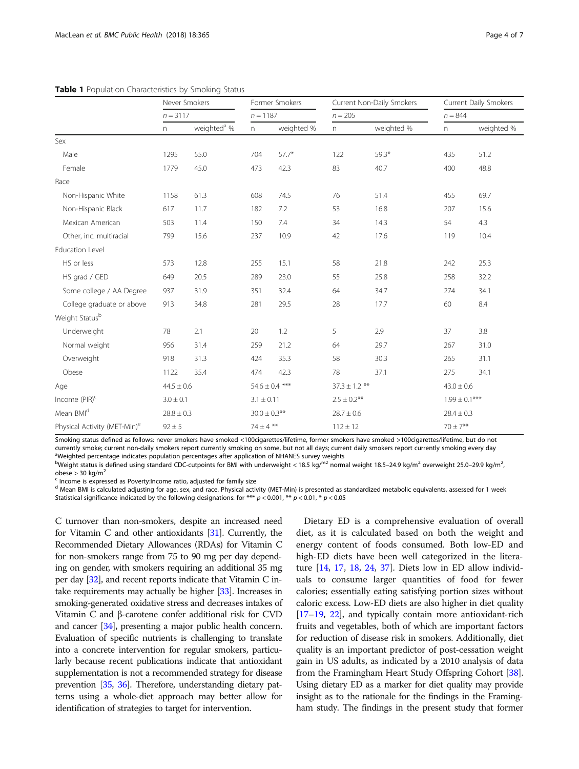**Table 1** Population Characteristics by Smoking Status

| | Never Smokers | | Former Smokers | | Current Non-Daily Smokers | | Current Daily Smokers | |
|---|---|---|---|---|---|---|---|---|
| | $n = 3117$ | | $n = 1187$ | | $n = 205$ | | $n = 844$ | |
| | n | weighted[a] % | n | weighted % | n | weighted % | n | weighted % |
| Sex | | | | | | | | |
| Male | 1295 | 55.0 | 704 | 57.7* | 122 | 59.3* | 435 | 51.2 |
| Female | 1779 | 45.0 | 473 | 42.3 | 83 | 40.7 | 400 | 48.8 |
| Race | | | | | | | | |
| Non-Hispanic White | 1158 | 61.3 | 608 | 74.5 | 76 | 51.4 | 455 | 69.7 |
| Non-Hispanic Black | 617 | 11.7 | 182 | 7.2 | 53 | 16.8 | 207 | 15.6 |
| Mexican American | 503 | 11.4 | 150 | 7.4 | 34 | 14.3 | 54 | 4.3 |
| Other, inc. multiracial | 799 | 15.6 | 237 | 10.9 | 42 | 17.6 | 119 | 10.4 |
| Education Level | | | | | | | | |
| HS or less | 573 | 12.8 | 255 | 15.1 | 58 | 21.8 | 242 | 25.3 |
| HS grad / GED | 649 | 20.5 | 289 | 23.0 | 55 | 25.8 | 258 | 32.2 |
| Some college / AA Degree | 937 | 31.9 | 351 | 32.4 | 64 | 34.7 | 274 | 34.1 |
| College graduate or above | 913 | 34.8 | 281 | 29.5 | 28 | 17.7 | 60 | 8.4 |
| Weight Status[b] | | | | | | | | |
| Underweight | 78 | 2.1 | 20 | 1.2 | 5 | 2.9 | 37 | 3.8 |
| Normal weight | 956 | 31.4 | 259 | 21.2 | 64 | 29.7 | 267 | 31.0 |
| Overweight | 918 | 31.3 | 424 | 35.3 | 58 | 30.3 | 265 | 31.1 |
| Obese | 1122 | 35.4 | 474 | 42.3 | 78 | 37.1 | 275 | 34.1 |
| Age | 44.5 ± 0.6 | | 54.6 ± 0.4 *** | | 37.3 ± 1.2 ** | | 43.0 ± 0.6 | |
| Income (PIR)[c] | 3.0 ± 0.1 | | 3.1 ± 0.11 | | 2.5 ± 0.2** | | 1.99 ± 0.1*** | |
| Mean BMI[d] | 28.8 ± 0.3 | | 30.0 ± 0.3** | | 28.7 ± 0.6 | | 28.4 ± 0.3 | |
| Physical Activity (MET-Min)[e] | 92 ± 5 | | 74 ± 4 ** | | 112 ± 12 | | 70 ± 7** | |

Smoking status defined as follows: never smokers have smoked <100cigarettes/lifetime, former smokers have smoked >100cigarettes/lifetime, but do not currently smoke; current non-daily smokers report currently smoking on some, but not all days; current daily smokers report currently smoking every day

[a]Weighted percentage indicates population percentages after application of NHANES survey weights

[b]Weight status is defined using standard CDC-cutpoints for BMI with underweight < 18.5 kg/$m^2$ normal weight 18.5–24.9 kg/$m^2$ overweight 25.0–29.9 kg/$m^2$, obese > 30 kg/$m^2$

[c] Income is expressed as Poverty:Income ratio, adjusted for family size

[d] Mean BMI is calculated adjusting for age, sex, and race. Physical activity (MET-Min) is presented as standardized metabolic equivalents, assessed for 1 week

Statistical significance indicated by the following designations: for *** $p < 0.001$, ** $p < 0.01$, * $p < 0.05$

C turnover than non-smokers, despite an increased need for Vitamin C and other antioxidants [31]. Currently, the Recommended Dietary Allowances (RDAs) for Vitamin C for non-smokers range from 75 to 90 mg per day depending on gender, with smokers requiring an additional 35 mg per day [32], and recent reports indicate that Vitamin C intake requirements may actually be higher [33]. Increases in smoking-generated oxidative stress and decreases intakes of Vitamin C and β-carotene confer additional risk for CVD and cancer [34], presenting a major public health concern. Evaluation of specific nutrients is challenging to translate into a concrete intervention for regular smokers, particularly because recent publications indicate that antioxidant supplementation is not a recommended strategy for disease prevention [35, 36]. Therefore, understanding dietary patterns using a whole-diet approach may better allow for identification of strategies to target for intervention.

Dietary ED is a comprehensive evaluation of overall diet, as it is calculated based on both the weight and energy content of foods consumed. Both low-ED and high-ED diets have been well categorized in the literature [14, 17, 18, 24, 37]. Diets low in ED allow individuals to consume larger quantities of food for fewer calories; essentially eating satisfying portion sizes without caloric excess. Low-ED diets are also higher in diet quality [17–19, 22], and typically contain more antioxidant-rich fruits and vegetables, both of which are important factors for reduction of disease risk in smokers. Additionally, diet quality is an important predictor of post-cessation weight gain in US adults, as indicated by a 2010 analysis of data from the Framingham Heart Study Offspring Cohort [38]. Using dietary ED as a marker for diet quality may provide insight as to the rationale for the findings in the Framingham study. The findings in the present study that former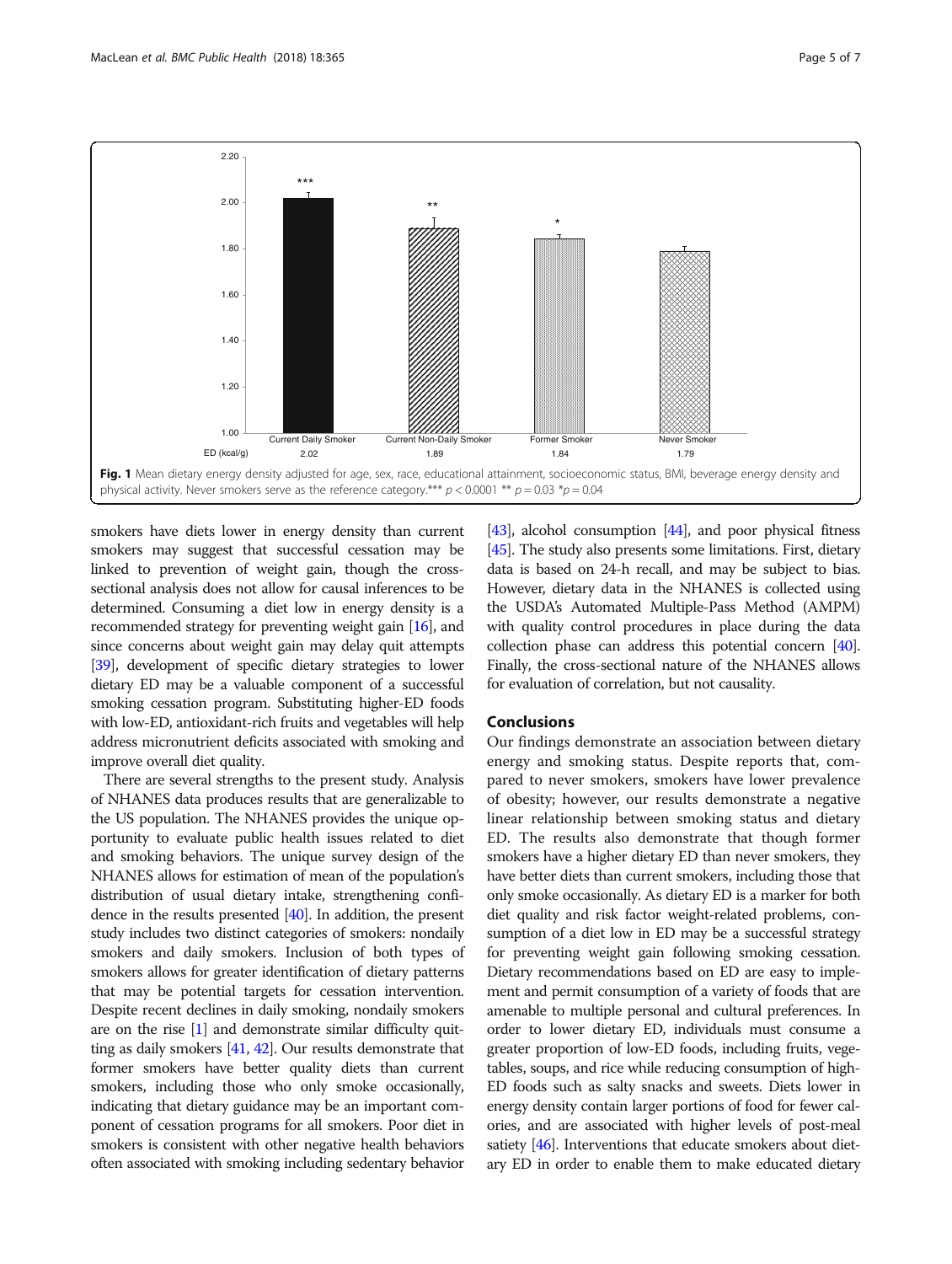| | Current Daily Smoker | Current Non-Daily Smoker | Former Smoker | Never Smoker |
|---|---|---|---|---|
| ED (kcal/g) | 2.02 | 1.89 | 1.84 | 1.79 |

**Fig. 1** Mean dietary energy density adjusted for age, sex, race, educational attainment, socioeconomic status, BMI, beverage energy density and physical activity. Never smokers serve as the reference category.*** $p < 0.0001$ ** $p = 0.03$ *$p = 0.04$

smokers have diets lower in energy density than current smokers may suggest that successful cessation may be linked to prevention of weight gain, though the cross-sectional analysis does not allow for causal inferences to be determined. Consuming a diet low in energy density is a recommended strategy for preventing weight gain [16], and since concerns about weight gain may delay quit attempts [39], development of specific dietary strategies to lower dietary ED may be a valuable component of a successful smoking cessation program. Substituting higher-ED foods with low-ED, antioxidant-rich fruits and vegetables will help address micronutrient deficits associated with smoking and improve overall diet quality.

There are several strengths to the present study. Analysis of NHANES data produces results that are generalizable to the US population. The NHANES provides the unique opportunity to evaluate public health issues related to diet and smoking behaviors. The unique survey design of the NHANES allows for estimation of mean of the population's distribution of usual dietary intake, strengthening confidence in the results presented [40]. In addition, the present study includes two distinct categories of smokers: nondaily smokers and daily smokers. Inclusion of both types of smokers allows for greater identification of dietary patterns that may be potential targets for cessation intervention. Despite recent declines in daily smoking, nondaily smokers are on the rise [1] and demonstrate similar difficulty quitting as daily smokers [41, 42]. Our results demonstrate that former smokers have better quality diets than current smokers, including those who only smoke occasionally, indicating that dietary guidance may be an important component of cessation programs for all smokers. Poor diet in smokers is consistent with other negative health behaviors often associated with smoking including sedentary behavior [43], alcohol consumption [44], and poor physical fitness [45]. The study also presents some limitations. First, dietary data is based on 24-h recall, and may be subject to bias. However, dietary data in the NHANES is collected using the USDA's Automated Multiple-Pass Method (AMPM) with quality control procedures in place during the data collection phase can address this potential concern [40]. Finally, the cross-sectional nature of the NHANES allows for evaluation of correlation, but not causality.

## Conclusions

Our findings demonstrate an association between dietary energy and smoking status. Despite reports that, compared to never smokers, smokers have lower prevalence of obesity; however, our results demonstrate a negative linear relationship between smoking status and dietary ED. The results also demonstrate that though former smokers have a higher dietary ED than never smokers, they have better diets than current smokers, including those that only smoke occasionally. As dietary ED is a marker for both diet quality and risk factor weight-related problems, consumption of a diet low in ED may be a successful strategy for preventing weight gain following smoking cessation. Dietary recommendations based on ED are easy to implement and permit consumption of a variety of foods that are amenable to multiple personal and cultural preferences. In order to lower dietary ED, individuals must consume a greater proportion of low-ED foods, including fruits, vegetables, soups, and rice while reducing consumption of high-ED foods such as salty snacks and sweets. Diets lower in energy density contain larger portions of food for fewer calories, and are associated with higher levels of post-meal satiety [46]. Interventions that educate smokers about dietary ED in order to enable them to make educated dietary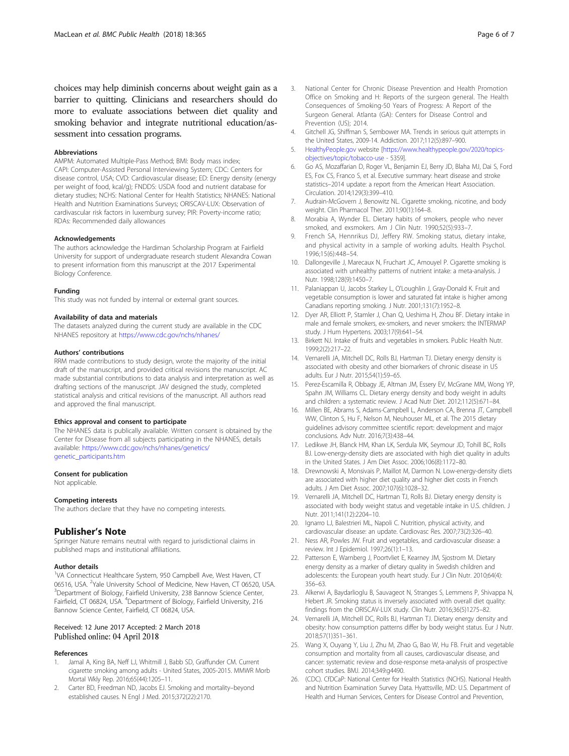choices may help diminish concerns about weight gain as a barrier to quitting. Clinicians and researchers should do more to evaluate associations between diet quality and smoking behavior and integrate nutritional education/assessment into cessation programs.

#### Abbreviations

AMPM: Automated Multiple-Pass Method; BMI: Body mass index; CAPI: Computer-Assisted Personal Interviewing System; CDC: Centers for disease control, USA; CVD: Cardiovascular disease; ED: Energy density (energy per weight of food, kcal/g); FNDDS: USDA food and nutrient database for dietary studies; NCHS: National Center for Health Statistics; NHANES: National Health and Nutrition Examinations Surveys; ORISCAV-LUX: Observation of cardivascular risk factors in luxemburg survey; PIR: Poverty-income ratio; RDAs: Recommended daily allowances

#### Acknowledgements

The authors acknowledge the Hardiman Scholarship Program at Fairfield University for support of undergraduate research student Alexandra Cowan to present information from this manuscript at the 2017 Experimental Biology Conference.

#### Funding

This study was not funded by internal or external grant sources.

#### Availability of data and materials

The datasets analyzed during the current study are available in the CDC NHANES repository at https://www.cdc.gov/nchs/nhanes/

#### Authors' contributions

RRM made contributions to study design, wrote the majority of the initial draft of the manuscript, and provided critical revisions the manuscript. AC made substantial contributions to data analysis and interpretation as well as drafting sections of the manuscript. JAV designed the study, completed statistical analysis and critical revisions of the manuscript. All authors read and approved the final manuscript.

#### Ethics approval and consent to participate

The NHANES data is publically available. Written consent is obtained by the Center for Disease from all subjects participating in the NHANES, details available: https://www.cdc.gov/nchs/nhanes/genetics/genetic_participants.htm

#### Consent for publication

Not applicable.

#### Competing interests

The authors declare that they have no competing interests.

## Publisher's Note

Springer Nature remains neutral with regard to jurisdictional claims in published maps and institutional affiliations.

#### Author details

[1]VA Connecticut Healthcare System, 950 Campbell Ave, West Haven, CT 06516, USA. [2]Yale University School of Medicine, New Haven, CT 06520, USA. [3]Department of Biology, Fairfield University, 238 Bannow Science Center, Fairfield, CT 06824, USA. [4]Department of Biology, Fairfield University, 216 Bannow Science Center, Fairfield, CT 06824, USA.

Received: 12 June 2017 Accepted: 2 March 2018
Published online: 04 April 2018

#### References

1. Jamal A, King BA, Neff LJ, Whitmill J, Babb SD, Graffunder CM. Current cigarette smoking among adults - United States, 2005-2015. MMWR Morb Mortal Wkly Rep. 2016;65(44):1205–11.
2. Carter BD, Freedman ND, Jacobs EJ. Smoking and mortality–beyond established causes. N Engl J Med. 2015;372(22):2170.
3. National Center for Chronic Disease Prevention and Health Promotion Office on Smoking and H: Reports of the surgeon general. The Health Consequences of Smoking-50 Years of Progress: A Report of the Surgeon General. Atlanta (GA): Centers for Disease Control and Prevention (US); 2014.
4. Gitchell JG, Shiffman S, Sembower MA. Trends in serious quit attempts in the United States, 2009-14. Addiction. 2017;112(5):897–900.
5. HealthyPeople.gov website [https://www.healthypeople.gov/2020/topics-objectives/topic/tobacco-use - 5359].
6. Go AS, Mozaffarian D, Roger VL, Benjamin EJ, Berry JD, Blaha MJ, Dai S, Ford ES, Fox CS, Franco S, et al. Executive summary: heart disease and stroke statistics–2014 update: a report from the American Heart Association. Circulation. 2014;129(3):399–410.
7. Audrain-McGovern J, Benowitz NL. Cigarette smoking, nicotine, and body weight. Clin Pharmacol Ther. 2011;90(1):164–8.
8. Morabia A, Wynder EL. Dietary habits of smokers, people who never smoked, and exsmokers. Am J Clin Nutr. 1990;52(5):933–7.
9. French SA, Hennrikus DJ, Jeffery RW. Smoking status, dietary intake, and physical activity in a sample of working adults. Health Psychol. 1996;15(6):448–54.
10. Dallongeville J, Marecaux N, Fruchart JC, Amouyel P. Cigarette smoking is associated with unhealthy patterns of nutrient intake: a meta-analysis. J Nutr. 1998;128(9):1450–7.
11. Palaniappan U, Jacobs Starkey L, O'Loughlin J, Gray-Donald K. Fruit and vegetable consumption is lower and saturated fat intake is higher among Canadians reporting smoking. J Nutr. 2001;131(7):1952–8.
12. Dyer AR, Elliott P, Stamler J, Chan Q, Ueshima H, Zhou BF. Dietary intake in male and female smokers, ex-smokers, and never smokers: the INTERMAP study. J Hum Hypertens. 2003;17(9):641–54.
13. Birkett NJ. Intake of fruits and vegetables in smokers. Public Health Nutr. 1999;2(2):217–22.
14. Vernarelli JA, Mitchell DC, Rolls BJ, Hartman TJ. Dietary energy density is associated with obesity and other biomarkers of chronic disease in US adults. Eur J Nutr. 2015;54(1):59–65.
15. Perez-Escamilla R, Obbagy JE, Altman JM, Essery EV, McGrane MM, Wong YP, Spahn JM, Williams CL. Dietary energy density and body weight in adults and children: a systematic review. J Acad Nutr Diet. 2012;112(5):671–84.
16. Millen BE, Abrams S, Adams-Campbell L, Anderson CA, Brenna JT, Campbell WW, Clinton S, Hu F, Nelson M, Neuhouser ML, et al. The 2015 dietary guidelines advisory committee scientific report: development and major conclusions. Adv Nutr. 2016;7(3):438–44.
17. Ledikwe JH, Blanck HM, Khan LK, Serdula MK, Seymour JD, Tohill BC, Rolls BJ. Low-energy-density diets are associated with high diet quality in adults in the United States. J Am Diet Assoc. 2006;106(8):1172–80.
18. Drewnowski A, Monsivais P, Maillot M, Darmon N. Low-energy-density diets are associated with higher diet quality and higher diet costs in French adults. J Am Diet Assoc. 2007;107(6):1028–32.
19. Vernarelli JA, Mitchell DC, Hartman TJ, Rolls BJ. Dietary energy density is associated with body weight status and vegetable intake in U.S. children. J Nutr. 2011;141(12):2204–10.
20. Ignarro LJ, Balestrieri ML, Napoli C. Nutrition, physical activity, and cardiovascular disease: an update. Cardiovasc Res. 2007;73(2):326–40.
21. Ness AR, Powles JW. Fruit and vegetables, and cardiovascular disease: a review. Int J Epidemiol. 1997;26(1):1–13.
22. Patterson E, Warnberg J, Poortvliet E, Kearney JM, Sjostrom M. Dietary energy density as a marker of dietary quality in Swedish children and adolescents: the European youth heart study. Eur J Clin Nutr. 2010;64(4):356–63.
23. Alkerwi A, Baydarlioglu B, Sauvageot N, Stranges S, Lemmens P, Shivappa N, Hebert JR. Smoking status is inversely associated with overall diet quality: findings from the ORISCAV-LUX study. Clin Nutr. 2016;36(5)1275–82.
24. Vernarelli JA, Mitchell DC, Rolls BJ, Hartman TJ. Dietary energy density and obesity: how consumption patterns differ by body weight status. Eur J Nutr. 2018;57(1)351–361.
25. Wang X, Ouyang Y, Liu J, Zhu M, Zhao G, Bao W, Hu FB. Fruit and vegetable consumption and mortality from all causes, cardiovascular disease, and cancer: systematic review and dose-response meta-analysis of prospective cohort studies. BMJ. 2014;349:g4490.
26. (CDC). CfDCaP: National Center for Health Statistics (NCHS). National Health and Nutrition Examination Survey Data. Hyattsville, MD: U.S. Department of Health and Human Services, Centers for Disease Control and Prevention,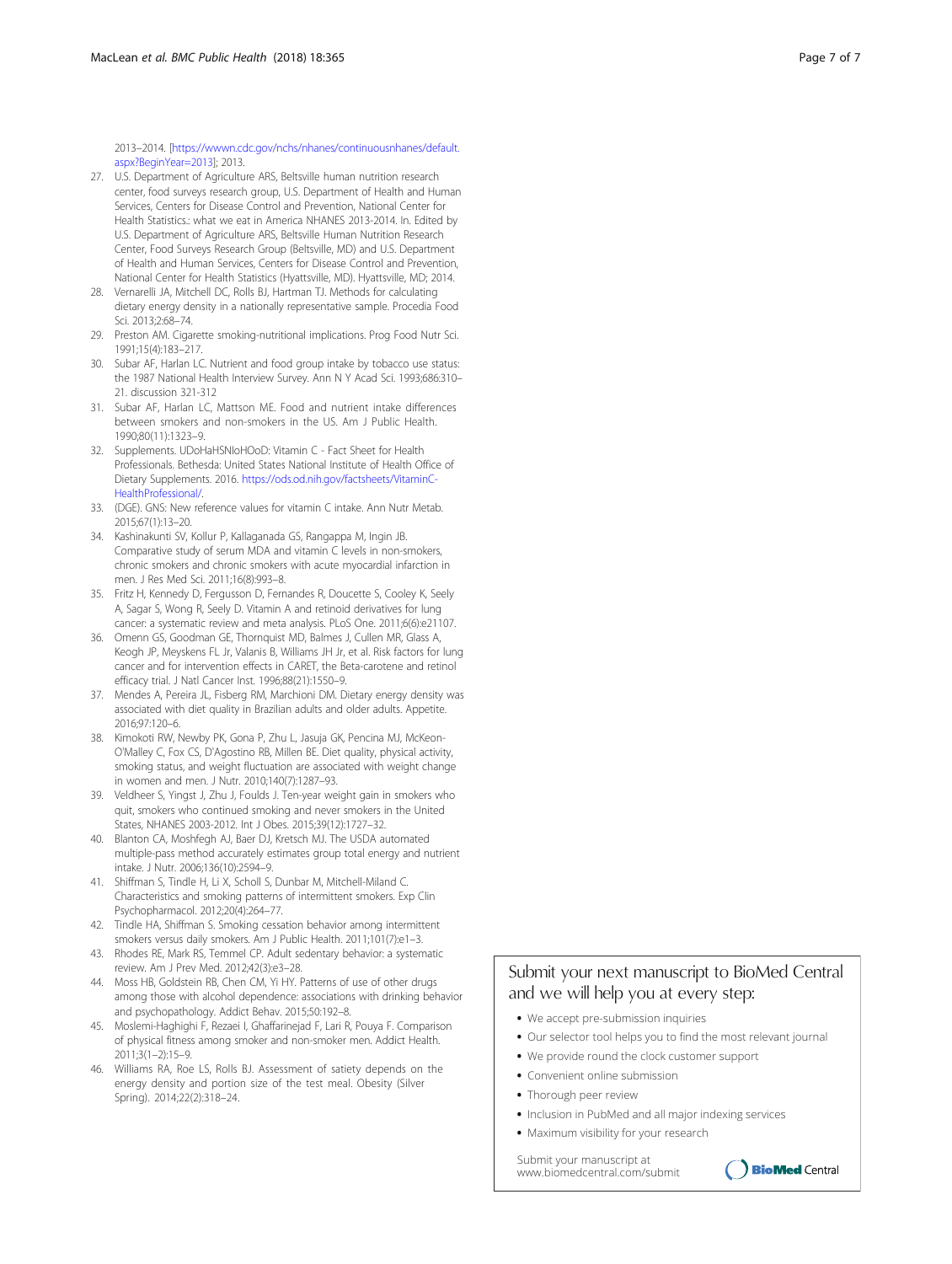2013–2014. [https://wwwn.cdc.gov/nchs/nhanes/continuousnhanes/default.aspx?BeginYear=2013]; 2013.

27. U.S. Department of Agriculture ARS, Beltsville human nutrition research center, food surveys research group, U.S. Department of Health and Human Services, Centers for Disease Control and Prevention, National Center for Health Statistics.: what we eat in America NHANES 2013-2014. In. Edited by U.S. Department of Agriculture ARS, Beltsville Human Nutrition Research Center, Food Surveys Research Group (Beltsville, MD) and U.S. Department of Health and Human Services, Centers for Disease Control and Prevention, National Center for Health Statistics (Hyattsville, MD). Hyattsville, MD; 2014.
28. Vernarelli JA, Mitchell DC, Rolls BJ, Hartman TJ. Methods for calculating dietary energy density in a nationally representative sample. Procedia Food Sci. 2013;2:68–74.
29. Preston AM. Cigarette smoking-nutritional implications. Prog Food Nutr Sci. 1991;15(4):183–217.
30. Subar AF, Harlan LC. Nutrient and food group intake by tobacco use status: the 1987 National Health Interview Survey. Ann N Y Acad Sci. 1993;686:310–21. discussion 321-312
31. Subar AF, Harlan LC, Mattson ME. Food and nutrient intake differences between smokers and non-smokers in the US. Am J Public Health. 1990;80(11):1323–9.
32. Supplements. UDoHaHSNIoHOoD: Vitamin C - Fact Sheet for Health Professionals. Bethesda: United States National Institute of Health Office of Dietary Supplements. 2016. https://ods.od.nih.gov/factsheets/VitaminC-HealthProfessional/.
33. (DGE). GNS: New reference values for vitamin C intake. Ann Nutr Metab. 2015;67(1):13–20.
34. Kashinakunti SV, Kollur P, Kallaganada GS, Rangappa M, Ingin JB. Comparative study of serum MDA and vitamin C levels in non-smokers, chronic smokers and chronic smokers with acute myocardial infarction in men. J Res Med Sci. 2011;16(8):993–8.
35. Fritz H, Kennedy D, Fergusson D, Fernandes R, Doucette S, Cooley K, Seely A, Sagar S, Wong R, Seely D. Vitamin A and retinoid derivatives for lung cancer: a systematic review and meta analysis. PLoS One. 2011;6(6):e21107.
36. Omenn GS, Goodman GE, Thornquist MD, Balmes J, Cullen MR, Glass A, Keogh JP, Meyskens FL Jr, Valanis B, Williams JH Jr, et al. Risk factors for lung cancer and for intervention effects in CARET, the Beta-carotene and retinol efficacy trial. J Natl Cancer Inst. 1996;88(21):1550–9.
37. Mendes A, Pereira JL, Fisberg RM, Marchioni DM. Dietary energy density was associated with diet quality in Brazilian adults and older adults. Appetite. 2016;97:120–6.
38. Kimokoti RW, Newby PK, Gona P, Zhu L, Jasuja GK, Pencina MJ, McKeon-O'Malley C, Fox CS, D'Agostino RB, Millen BE. Diet quality, physical activity, smoking status, and weight fluctuation are associated with weight change in women and men. J Nutr. 2010;140(7):1287–93.
39. Veldheer S, Yingst J, Zhu J, Foulds J. Ten-year weight gain in smokers who quit, smokers who continued smoking and never smokers in the United States, NHANES 2003-2012. Int J Obes. 2015;39(12):1727–32.
40. Blanton CA, Moshfegh AJ, Baer DJ, Kretsch MJ. The USDA automated multiple-pass method accurately estimates group total energy and nutrient intake. J Nutr. 2006;136(10):2594–9.
41. Shiffman S, Tindle H, Li X, Scholl S, Dunbar M, Mitchell-Miland C. Characteristics and smoking patterns of intermittent smokers. Exp Clin Psychopharmacol. 2012;20(4):264–77.
42. Tindle HA, Shiffman S. Smoking cessation behavior among intermittent smokers versus daily smokers. Am J Public Health. 2011;101(7):e1–3.
43. Rhodes RE, Mark RS, Temmel CP. Adult sedentary behavior: a systematic review. Am J Prev Med. 2012;42(3):e3–28.
44. Moss HB, Goldstein RB, Chen CM, Yi HY. Patterns of use of other drugs among those with alcohol dependence: associations with drinking behavior and psychopathology. Addict Behav. 2015;50:192–8.
45. Moslemi-Haghighi F, Rezaei I, Ghaffarinejad F, Lari R, Pouya F. Comparison of physical fitness among smoker and non-smoker men. Addict Health. 2011;3(1–2):15–9.
46. Williams RA, Roe LS, Rolls BJ. Assessment of satiety depends on the energy density and portion size of the test meal. Obesity (Silver Spring). 2014;22(2):318–24.